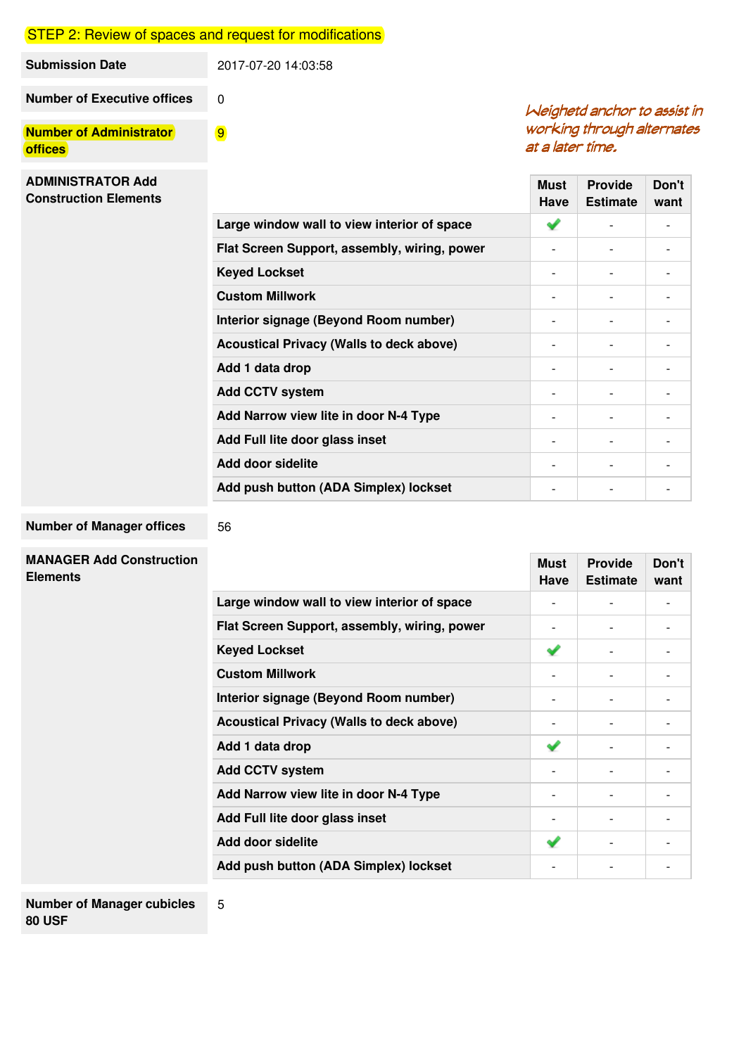## STEP 2: Review of spaces and request for modifications

| | |
|---|---|
| **Submission Date** | 2017-07-20 14:03:58 |
| **Number of Executive offices** | 0 |
| **Number of Administrator offices** | 9 |

*Weighetd anchor to assist in working through alternates at a later time.*

**ADMINISTRATOR Add Construction Elements**

| | Must Have | Provide Estimate | Don't want |
|---|---|---|---|
| Large window wall to view interior of space | ✔ | - | - |
| Flat Screen Support, assembly, wiring, power | - | - | - |
| Keyed Lockset | - | - | - |
| Custom Millwork | - | - | - |
| Interior signage (Beyond Room number) | - | - | - |
| Acoustical Privacy (Walls to deck above) | - | - | - |
| Add 1 data drop | - | - | - |
| Add CCTV system | - | - | - |
| Add Narrow view lite in door N-4 Type | - | - | - |
| Add Full lite door glass inset | - | - | - |
| Add door sidelite | - | - | - |
| Add push button (ADA Simplex) lockset | - | - | - |

| | |
|---|---|
| **Number of Manager offices** | 56 |

**MANAGER Add Construction Elements**

| | Must Have | Provide Estimate | Don't want |
|---|---|---|---|
| Large window wall to view interior of space | - | - | - |
| Flat Screen Support, assembly, wiring, power | - | - | - |
| Keyed Lockset | ✔ | - | - |
| Custom Millwork | - | - | - |
| Interior signage (Beyond Room number) | - | - | - |
| Acoustical Privacy (Walls to deck above) | - | - | - |
| Add 1 data drop | ✔ | - | - |
| Add CCTV system | - | - | - |
| Add Narrow view lite in door N-4 Type | - | - | - |
| Add Full lite door glass inset | - | - | - |
| Add door sidelite | ✔ | - | - |
| Add push button (ADA Simplex) lockset | - | - | - |

| | |
|---|---|
| **Number of Manager cubicles 80 USF** | 5 |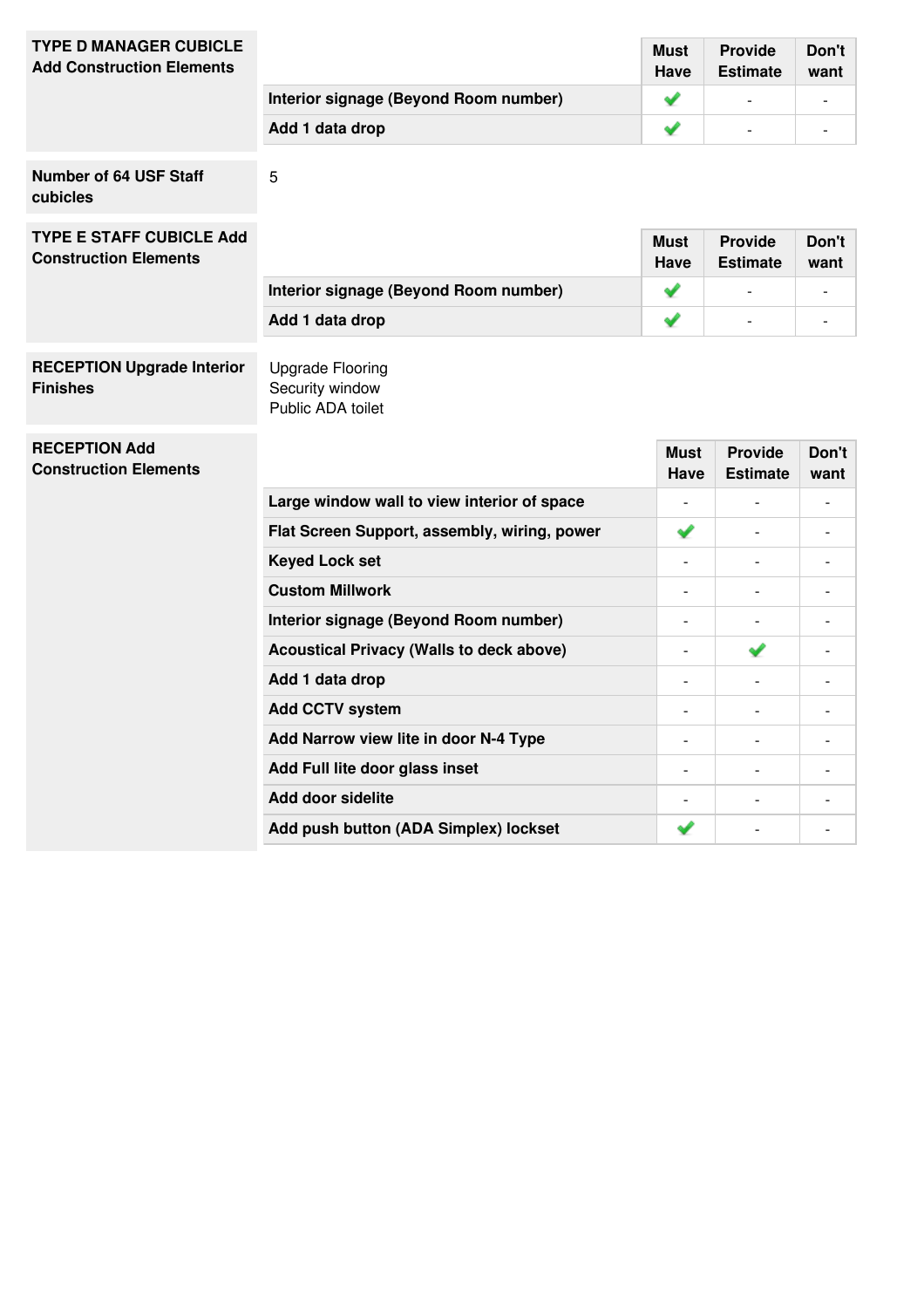**TYPE D MANAGER CUBICLE Add Construction Elements**

| | Must Have | Provide Estimate | Don't want |
|---|---|---|---|
| Interior signage (Beyond Room number) | ✔ | - | - |
| Add 1 data drop | ✔ | - | - |

**Number of 64 USF Staff cubicles**

5

**TYPE E STAFF CUBICLE Add Construction Elements**

| | Must Have | Provide Estimate | Don't want |
|---|---|---|---|
| Interior signage (Beyond Room number) | ✔ | - | - |
| Add 1 data drop | ✔ | - | - |

**RECEPTION Upgrade Interior Finishes**

Upgrade Flooring
Security window
Public ADA toilet

**RECEPTION Add Construction Elements**

| | Must Have | Provide Estimate | Don't want |
|---|---|---|---|
| Large window wall to view interior of space | - | - | - |
| Flat Screen Support, assembly, wiring, power | ✔ | - | - |
| Keyed Lock set | - | - | - |
| Custom Millwork | - | - | - |
| Interior signage (Beyond Room number) | - | - | - |
| Acoustical Privacy (Walls to deck above) | - | ✔ | - |
| Add 1 data drop | - | - | - |
| Add CCTV system | - | - | - |
| Add Narrow view lite in door N-4 Type | - | - | - |
| Add Full lite door glass inset | - | - | - |
| Add door sidelite | - | - | - |
| Add push button (ADA Simplex) lockset | ✔ | - | - |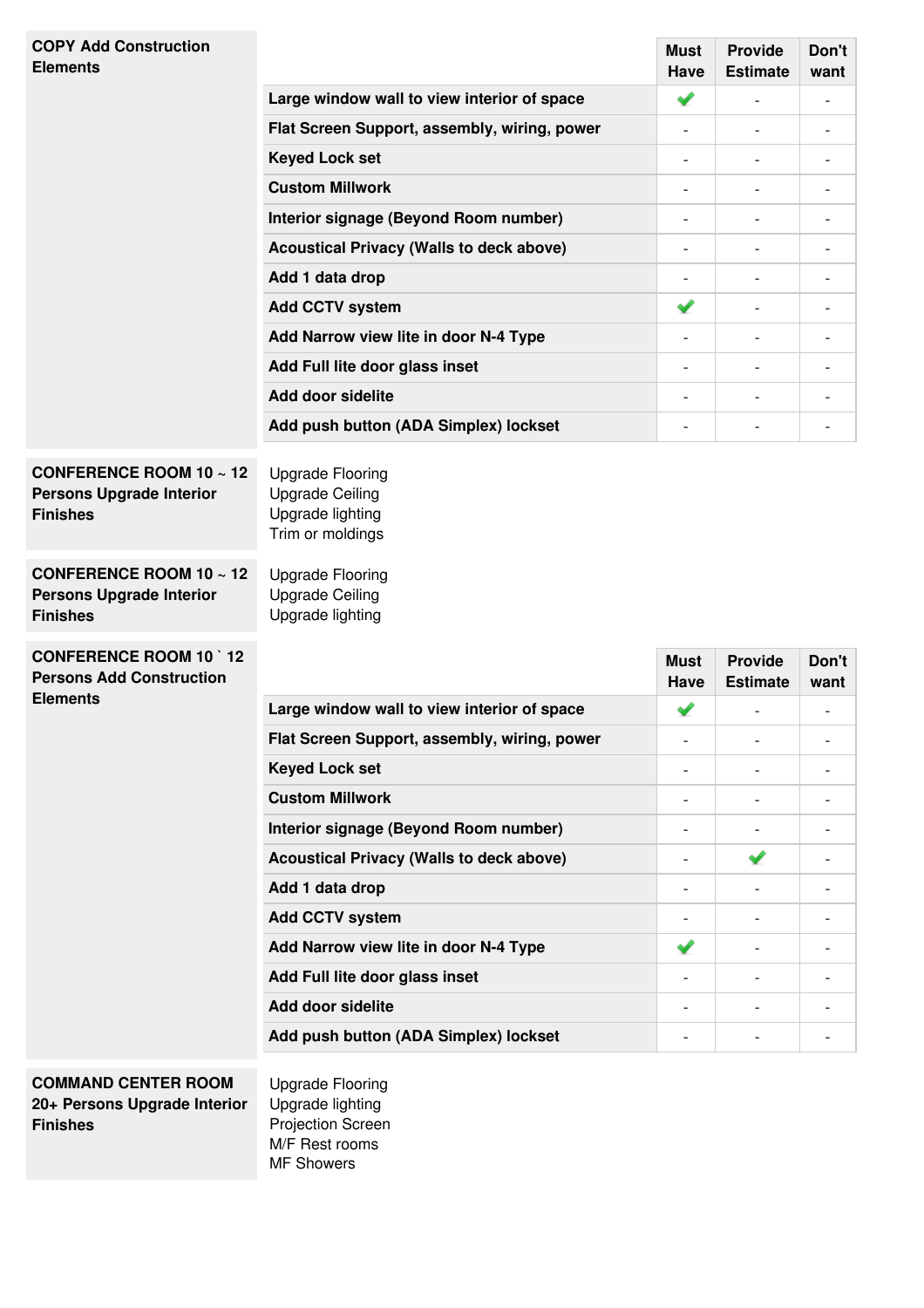**COPY Add Construction Elements**

| | Must Have | Provide Estimate | Don't want |
|---|---|---|---|
| Large window wall to view interior of space | ✔ | - | - |
| Flat Screen Support, assembly, wiring, power | - | - | - |
| Keyed Lock set | - | - | - |
| Custom Millwork | - | - | - |
| Interior signage (Beyond Room number) | - | - | - |
| Acoustical Privacy (Walls to deck above) | - | - | - |
| Add 1 data drop | - | - | - |
| Add CCTV system | ✔ | - | - |
| Add Narrow view lite in door N-4 Type | - | - | - |
| Add Full lite door glass inset | - | - | - |
| Add door sidelite | - | - | - |
| Add push button (ADA Simplex) lockset | - | - | - |

**CONFERENCE ROOM 10 ~ 12 Persons Upgrade Interior Finishes**

Upgrade Flooring
Upgrade Ceiling
Upgrade lighting
Trim or moldings

**CONFERENCE ROOM 10 ~ 12 Persons Upgrade Interior Finishes**

Upgrade Flooring
Upgrade Ceiling
Upgrade lighting

**CONFERENCE ROOM 10 ` 12 Persons Add Construction Elements**

| | Must Have | Provide Estimate | Don't want |
|---|---|---|---|
| Large window wall to view interior of space | ✔ | - | - |
| Flat Screen Support, assembly, wiring, power | - | - | - |
| Keyed Lock set | - | - | - |
| Custom Millwork | - | - | - |
| Interior signage (Beyond Room number) | - | - | - |
| Acoustical Privacy (Walls to deck above) | - | ✔ | - |
| Add 1 data drop | - | - | - |
| Add CCTV system | - | - | - |
| Add Narrow view lite in door N-4 Type | ✔ | - | - |
| Add Full lite door glass inset | - | - | - |
| Add door sidelite | - | - | - |
| Add push button (ADA Simplex) lockset | - | - | - |

**COMMAND CENTER ROOM 20+ Persons Upgrade Interior Finishes**

Upgrade Flooring
Upgrade lighting
Projection Screen
M/F Rest rooms
MF Showers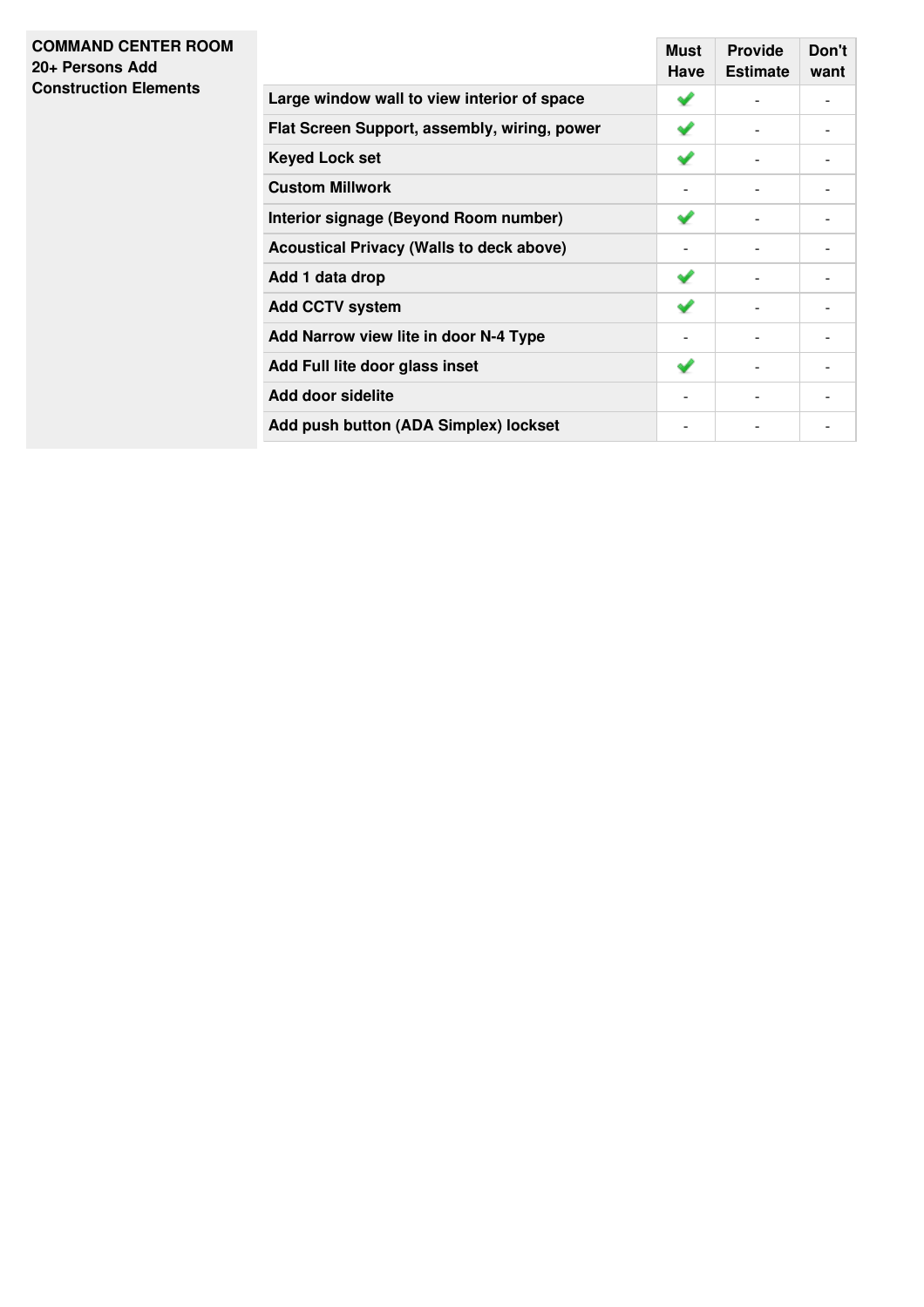**COMMAND CENTER ROOM 20+ Persons Add Construction Elements**

| | Must Have | Provide Estimate | Don't want |
|---|---|---|---|
| Large window wall to view interior of space | ✔ | - | - |
| Flat Screen Support, assembly, wiring, power | ✔ | - | - |
| Keyed Lock set | ✔ | - | - |
| Custom Millwork | - | - | - |
| Interior signage (Beyond Room number) | ✔ | - | - |
| Acoustical Privacy (Walls to deck above) | - | - | - |
| Add 1 data drop | ✔ | - | - |
| Add CCTV system | ✔ | - | - |
| Add Narrow view lite in door N-4 Type | - | - | - |
| Add Full lite door glass inset | ✔ | - | - |
| Add door sidelite | - | - | - |
| Add push button (ADA Simplex) lockset | - | - | - |